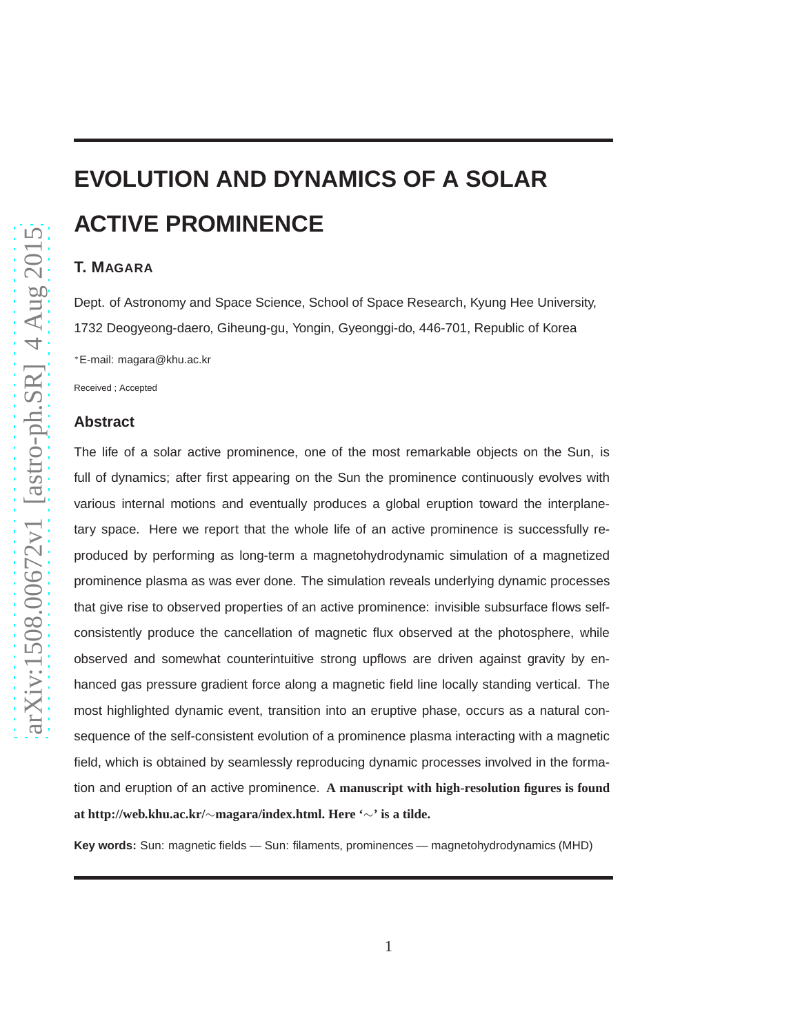# EVOLUTION AND DYNAMICS OF A SOLAR ACTIVE PROMINENCE

**T. MAGARA**

Dept. of Astronomy and Space Science, School of Space Research, Kyung Hee University, 1732 Deogyeong-daero, Giheung-gu, Yongin, Gyeonggi-do, 446-701, Republic of Korea

*E-mail: magara@khu.ac.kr

Received ; Accepted

## Abstract

The life of a solar active prominence, one of the most remarkable objects on the Sun, is full of dynamics; after first appearing on the Sun the prominence continuously evolves with various internal motions and eventually produces a global eruption toward the interplanetary space. Here we report that the whole life of an active prominence is successfully reproduced by performing as long-term a magnetohydrodynamic simulation of a magnetized prominence plasma as was ever done. The simulation reveals underlying dynamic processes that give rise to observed properties of an active prominence: invisible subsurface flows self-consistently produce the cancellation of magnetic flux observed at the photosphere, while observed and somewhat counterintuitive strong upflows are driven against gravity by enhanced gas pressure gradient force along a magnetic field line locally standing vertical. The most highlighted dynamic event, transition into an eruptive phase, occurs as a natural consequence of the self-consistent evolution of a prominence plasma interacting with a magnetic field, which is obtained by seamlessly reproducing dynamic processes involved in the formation and eruption of an active prominence. **A manuscript with high-resolution figures is found at http://web.khu.ac.kr/∼magara/index.html. Here '∼' is a tilde.**

**Key words:** Sun: magnetic fields — Sun: filaments, prominences — magnetohydrodynamics (MHD)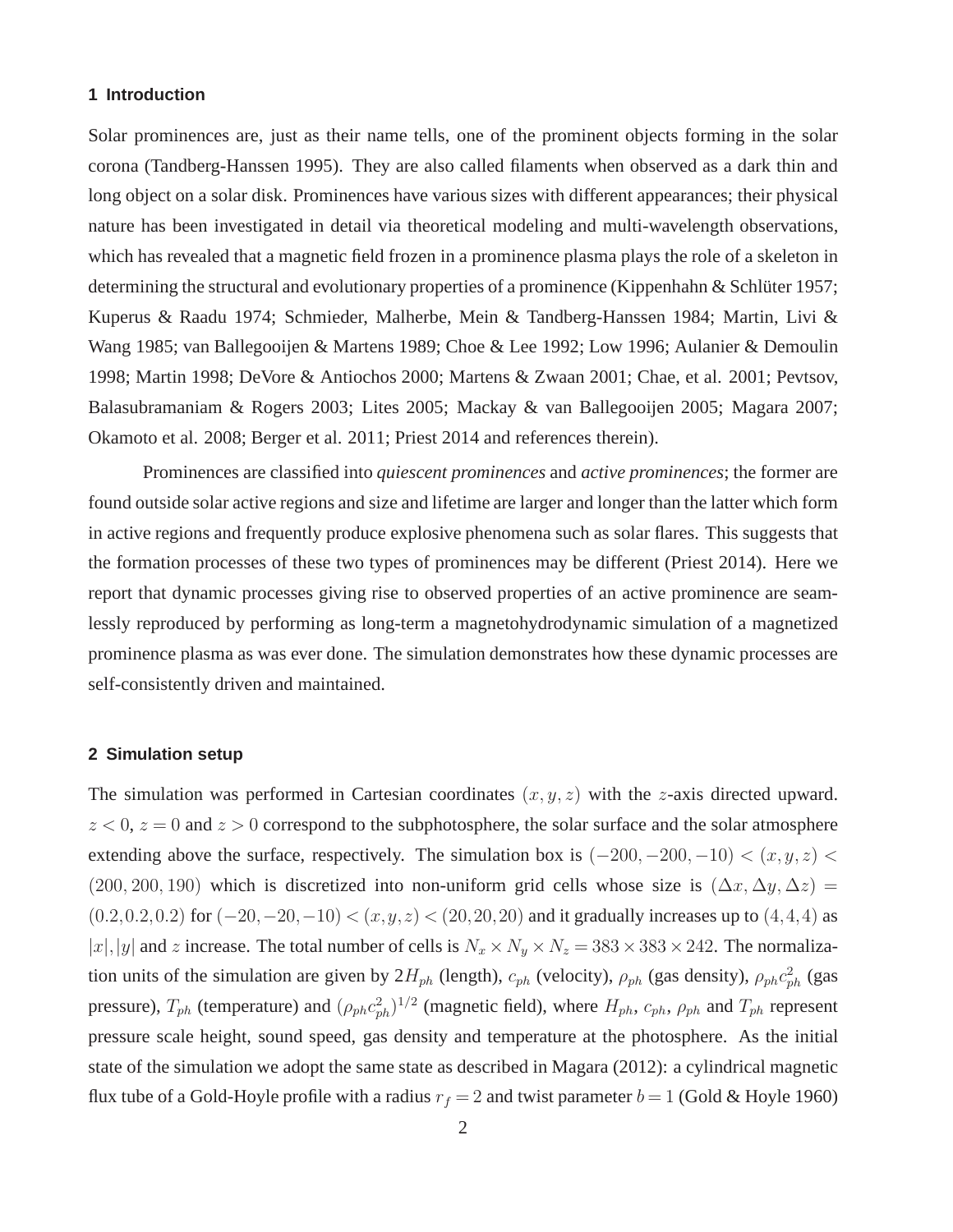## 1 Introduction

Solar prominences are, just as their name tells, one of the prominent objects forming in the solar corona (Tandberg-Hanssen 1995). They are also called filaments when observed as a dark thin and long object on a solar disk. Prominences have various sizes with different appearances; their physical nature has been investigated in detail via theoretical modeling and multi-wavelength observations, which has revealed that a magnetic field frozen in a prominence plasma plays the role of a skeleton in determining the structural and evolutionary properties of a prominence (Kippenhahn & Schlüter 1957; Kuperus & Raadu 1974; Schmieder, Malherbe, Mein & Tandberg-Hanssen 1984; Martin, Livi & Wang 1985; van Ballegooijen & Martens 1989; Choe & Lee 1992; Low 1996; Aulanier & Demoulin 1998; Martin 1998; DeVore & Antiochos 2000; Martens & Zwaan 2001; Chae, et al. 2001; Pevtsov, Balasubramaniam & Rogers 2003; Lites 2005; Mackay & van Ballegooijen 2005; Magara 2007; Okamoto et al. 2008; Berger et al. 2011; Priest 2014 and references therein).

Prominences are classified into *quiescent prominences* and *active prominences*; the former are found outside solar active regions and size and lifetime are larger and longer than the latter which form in active regions and frequently produce explosive phenomena such as solar flares. This suggests that the formation processes of these two types of prominences may be different (Priest 2014). Here we report that dynamic processes giving rise to observed properties of an active prominence are seamlessly reproduced by performing as long-term a magnetohydrodynamic simulation of a magnetized prominence plasma as was ever done. The simulation demonstrates how these dynamic processes are self-consistently driven and maintained.

## 2 Simulation setup

The simulation was performed in Cartesian coordinates $(x, y, z)$ with the $z$-axis directed upward. $z < 0$, $z = 0$ and $z > 0$ correspond to the subphotosphere, the solar surface and the solar atmosphere extending above the surface, respectively. The simulation box is $(-200, -200, -10) < (x, y, z) < (200, 200, 190)$ which is discretized into non-uniform grid cells whose size is $(\Delta x, \Delta y, \Delta z) = (0.2, 0.2, 0.2)$ for $(-20, -20, -10) < (x, y, z) < (20, 20, 20)$ and it gradually increases up to $(4, 4, 4)$ as $|x|, |y|$ and $z$ increase. The total number of cells is $N_x \times N_y \times N_z = 383 \times 383 \times 242$. The normalization units of the simulation are given by $2H_{ph}$ (length), $c_{ph}$ (velocity), $\rho_{ph}$ (gas density), $\rho_{ph} c_{ph}^2$ (gas pressure), $T_{ph}$ (temperature) and $(\rho_{ph} c_{ph}^2)^{1/2}$ (magnetic field), where $H_{ph}$, $c_{ph}$, $\rho_{ph}$ and $T_{ph}$ represent pressure scale height, sound speed, gas density and temperature at the photosphere. As the initial state of the simulation we adopt the same state as described in Magara (2012): a cylindrical magnetic flux tube of a Gold-Hoyle profile with a radius $r_f = 2$ and twist parameter $b = 1$ (Gold & Hoyle 1960)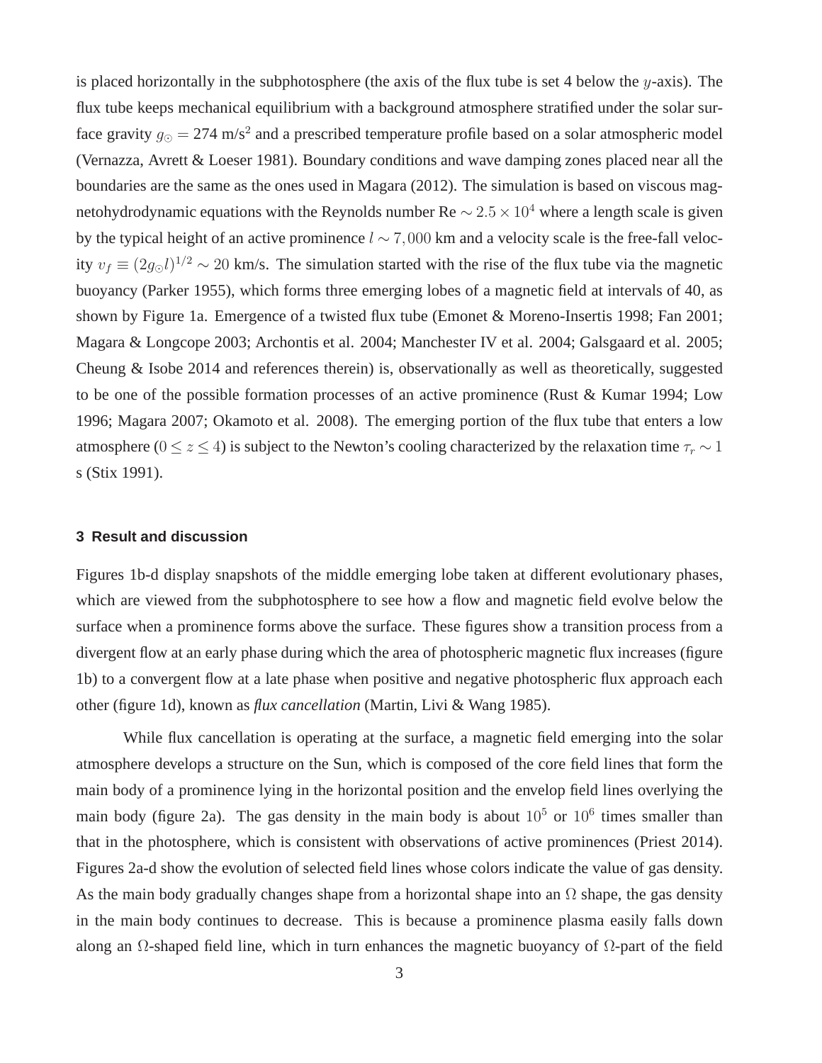is placed horizontally in the subphotosphere (the axis of the flux tube is set 4 below the $y$-axis). The flux tube keeps mechanical equilibrium with a background atmosphere stratified under the solar surface gravity $g_{\odot} = 274$ m/s$^2$ and a prescribed temperature profile based on a solar atmospheric model (Vernazza, Avrett & Loeser 1981). Boundary conditions and wave damping zones placed near all the boundaries are the same as the ones used in Magara (2012). The simulation is based on viscous magnetohydrodynamic equations with the Reynolds number Re $\sim 2.5 \times 10^4$ where a length scale is given by the typical height of an active prominence $l \sim 7,000$ km and a velocity scale is the free-fall velocity $v_f \equiv (2g_{\odot}l)^{1/2} \sim 20$ km/s. The simulation started with the rise of the flux tube via the magnetic buoyancy (Parker 1955), which forms three emerging lobes of a magnetic field at intervals of 40, as shown by Figure 1a. Emergence of a twisted flux tube (Emonet & Moreno-Insertis 1998; Fan 2001; Magara & Longcope 2003; Archontis et al. 2004; Manchester IV et al. 2004; Galsgaard et al. 2005; Cheung & Isobe 2014 and references therein) is, observationally as well as theoretically, suggested to be one of the possible formation processes of an active prominence (Rust & Kumar 1994; Low 1996; Magara 2007; Okamoto et al. 2008). The emerging portion of the flux tube that enters a low atmosphere ($0 \leq z \leq 4$) is subject to the Newton's cooling characterized by the relaxation time $\tau_r \sim 1$ s (Stix 1991).

## 3 Result and discussion

Figures 1b-d display snapshots of the middle emerging lobe taken at different evolutionary phases, which are viewed from the subphotosphere to see how a flow and magnetic field evolve below the surface when a prominence forms above the surface. These figures show a transition process from a divergent flow at an early phase during which the area of photospheric magnetic flux increases (figure 1b) to a convergent flow at a late phase when positive and negative photospheric flux approach each other (figure 1d), known as *flux cancellation* (Martin, Livi & Wang 1985).

While flux cancellation is operating at the surface, a magnetic field emerging into the solar atmosphere develops a structure on the Sun, which is composed of the core field lines that form the main body of a prominence lying in the horizontal position and the envelop field lines overlying the main body (figure 2a). The gas density in the main body is about $10^5$ or $10^6$ times smaller than that in the photosphere, which is consistent with observations of active prominences (Priest 2014). Figures 2a-d show the evolution of selected field lines whose colors indicate the value of gas density. As the main body gradually changes shape from a horizontal shape into an $\Omega$ shape, the gas density in the main body continues to decrease. This is because a prominence plasma easily falls down along an $\Omega$-shaped field line, which in turn enhances the magnetic buoyancy of $\Omega$-part of the field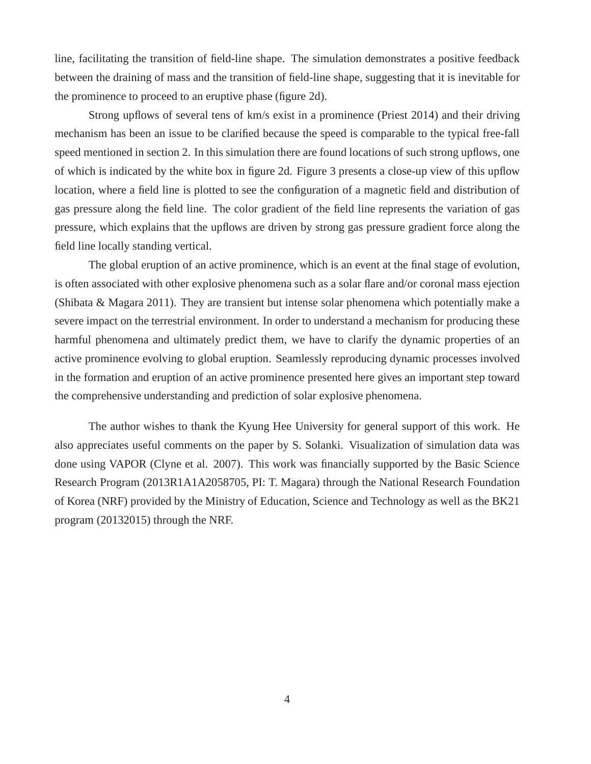line, facilitating the transition of field-line shape. The simulation demonstrates a positive feedback between the draining of mass and the transition of field-line shape, suggesting that it is inevitable for the prominence to proceed to an eruptive phase (figure 2d).

Strong upflows of several tens of km/s exist in a prominence (Priest 2014) and their driving mechanism has been an issue to be clarified because the speed is comparable to the typical free-fall speed mentioned in section 2. In this simulation there are found locations of such strong upflows, one of which is indicated by the white box in figure 2d. Figure 3 presents a close-up view of this upflow location, where a field line is plotted to see the configuration of a magnetic field and distribution of gas pressure along the field line. The color gradient of the field line represents the variation of gas pressure, which explains that the upflows are driven by strong gas pressure gradient force along the field line locally standing vertical.

The global eruption of an active prominence, which is an event at the final stage of evolution, is often associated with other explosive phenomena such as a solar flare and/or coronal mass ejection (Shibata & Magara 2011). They are transient but intense solar phenomena which potentially make a severe impact on the terrestrial environment. In order to understand a mechanism for producing these harmful phenomena and ultimately predict them, we have to clarify the dynamic properties of an active prominence evolving to global eruption. Seamlessly reproducing dynamic processes involved in the formation and eruption of an active prominence presented here gives an important step toward the comprehensive understanding and prediction of solar explosive phenomena.

The author wishes to thank the Kyung Hee University for general support of this work. He also appreciates useful comments on the paper by S. Solanki. Visualization of simulation data was done using VAPOR (Clyne et al. 2007). This work was financially supported by the Basic Science Research Program (2013R1A1A2058705, PI: T. Magara) through the National Research Foundation of Korea (NRF) provided by the Ministry of Education, Science and Technology as well as the BK21 program (20132015) through the NRF.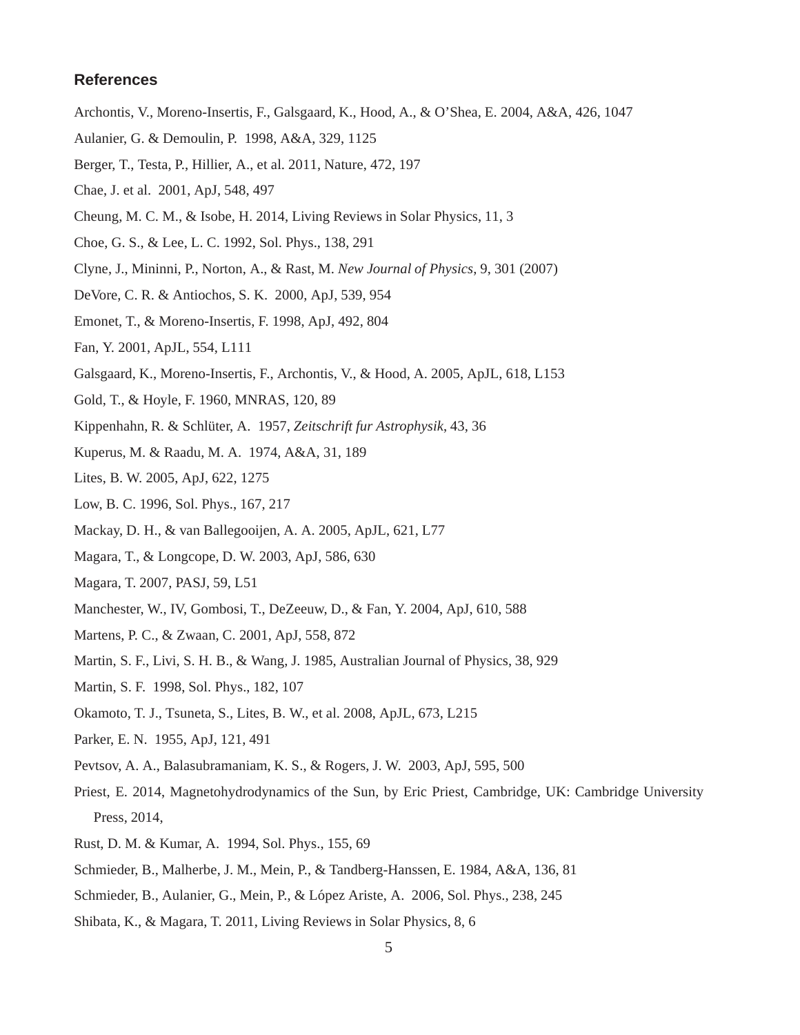## References

Archontis, V., Moreno-Insertis, F., Galsgaard, K., Hood, A., & O'Shea, E. 2004, A&A, 426, 1047

Aulanier, G. & Demoulin, P. 1998, A&A, 329, 1125

Berger, T., Testa, P., Hillier, A., et al. 2011, Nature, 472, 197

Chae, J. et al. 2001, ApJ, 548, 497

Cheung, M. C. M., & Isobe, H. 2014, Living Reviews in Solar Physics, 11, 3

Choe, G. S., & Lee, L. C. 1992, Sol. Phys., 138, 291

Clyne, J., Mininni, P., Norton, A., & Rast, M. *New Journal of Physics*, 9, 301 (2007)

DeVore, C. R. & Antiochos, S. K. 2000, ApJ, 539, 954

Emonet, T., & Moreno-Insertis, F. 1998, ApJ, 492, 804

Fan, Y. 2001, ApJL, 554, L111

Galsgaard, K., Moreno-Insertis, F., Archontis, V., & Hood, A. 2005, ApJL, 618, L153

Gold, T., & Hoyle, F. 1960, MNRAS, 120, 89

Kippenhahn, R. & Schlüter, A. 1957, *Zeitschrift fur Astrophysik*, 43, 36

Kuperus, M. & Raadu, M. A. 1974, A&A, 31, 189

Lites, B. W. 2005, ApJ, 622, 1275

Low, B. C. 1996, Sol. Phys., 167, 217

Mackay, D. H., & van Ballegooijen, A. A. 2005, ApJL, 621, L77

Magara, T., & Longcope, D. W. 2003, ApJ, 586, 630

Magara, T. 2007, PASJ, 59, L51

Manchester, W., IV, Gombosi, T., DeZeeuw, D., & Fan, Y. 2004, ApJ, 610, 588

Martens, P. C., & Zwaan, C. 2001, ApJ, 558, 872

Martin, S. F., Livi, S. H. B., & Wang, J. 1985, Australian Journal of Physics, 38, 929

Martin, S. F. 1998, Sol. Phys., 182, 107

Okamoto, T. J., Tsuneta, S., Lites, B. W., et al. 2008, ApJL, 673, L215

Parker, E. N. 1955, ApJ, 121, 491

Pevtsov, A. A., Balasubramaniam, K. S., & Rogers, J. W. 2003, ApJ, 595, 500

Priest, E. 2014, Magnetohydrodynamics of the Sun, by Eric Priest, Cambridge, UK: Cambridge University Press, 2014,

Rust, D. M. & Kumar, A. 1994, Sol. Phys., 155, 69

Schmieder, B., Malherbe, J. M., Mein, P., & Tandberg-Hanssen, E. 1984, A&A, 136, 81

Schmieder, B., Aulanier, G., Mein, P., & López Ariste, A. 2006, Sol. Phys., 238, 245

Shibata, K., & Magara, T. 2011, Living Reviews in Solar Physics, 8, 6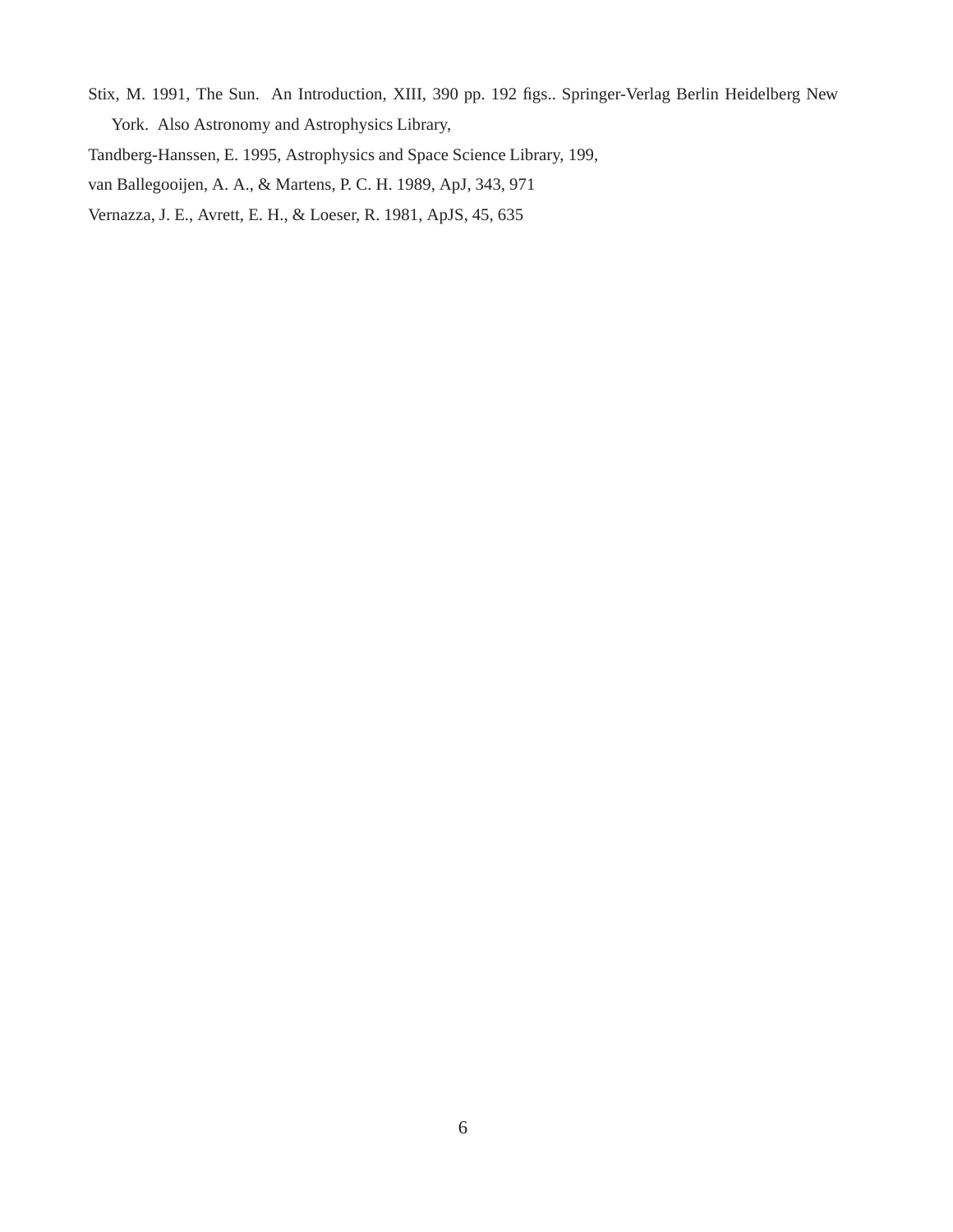Stix, M. 1991, The Sun. An Introduction, XIII, 390 pp. 192 figs.. Springer-Verlag Berlin Heidelberg New York. Also Astronomy and Astrophysics Library,

Tandberg-Hanssen, E. 1995, Astrophysics and Space Science Library, 199,

van Ballegooijen, A. A., & Martens, P. C. H. 1989, ApJ, 343, 971

Vernazza, J. E., Avrett, E. H., & Loeser, R. 1981, ApJS, 45, 635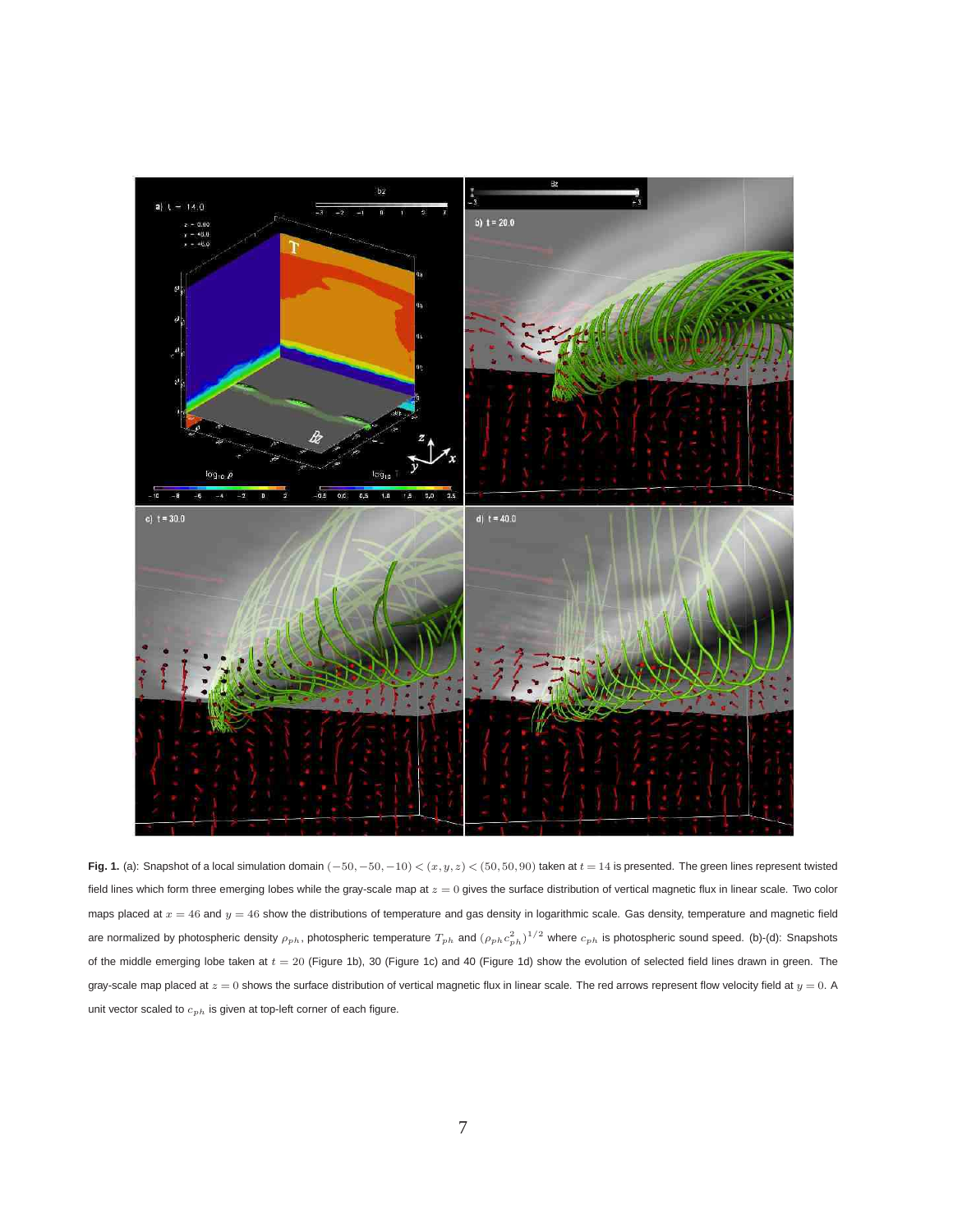**Fig. 1.** (a): Snapshot of a local simulation domain $(-50, -50, -10) < (x, y, z) < (50, 50, 90)$ taken at $t = 14$ is presented. The green lines represent twisted field lines which form three emerging lobes while the gray-scale map at $z = 0$ gives the surface distribution of vertical magnetic flux in linear scale. Two color maps placed at $x = 46$ and $y = 46$ show the distributions of temperature and gas density in logarithmic scale. Gas density, temperature and magnetic field are normalized by photospheric density $\rho_{ph}$, photospheric temperature $T_{ph}$ and $(\rho_{ph} c_{ph}^2)^{1/2}$ where $c_{ph}$ is photospheric sound speed. (b)-(d): Snapshots of the middle emerging lobe taken at $t = 20$ (Figure 1b), 30 (Figure 1c) and 40 (Figure 1d) show the evolution of selected field lines drawn in green. The gray-scale map placed at $z = 0$ shows the surface distribution of vertical magnetic flux in linear scale. The red arrows represent flow velocity field at $y = 0$. A unit vector scaled to $c_{ph}$ is given at top-left corner of each figure.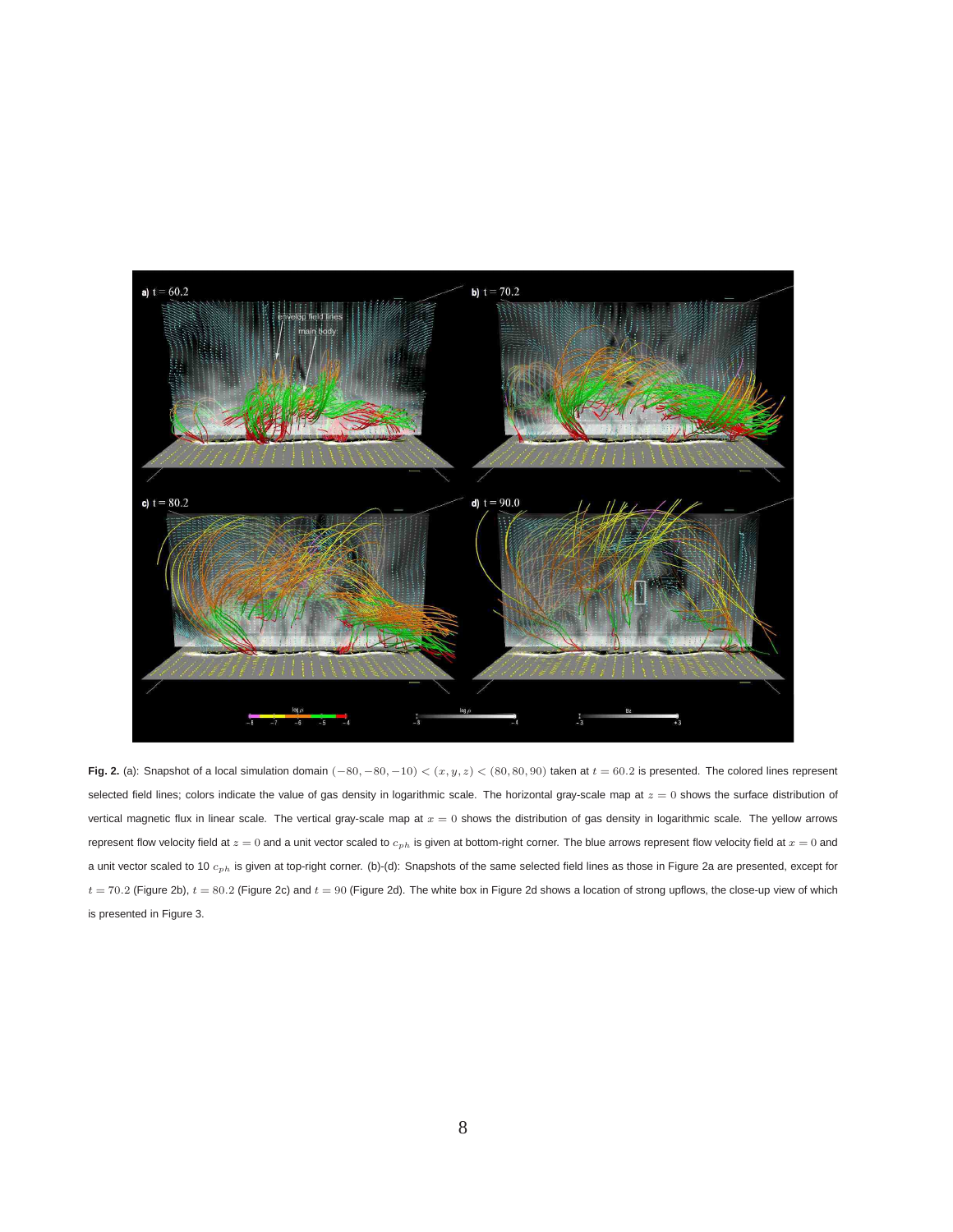**Fig. 2.** (a): Snapshot of a local simulation domain $(-80, -80, -10) < (x, y, z) < (80, 80, 90)$ taken at $t = 60.2$ is presented. The colored lines represent selected field lines; colors indicate the value of gas density in logarithmic scale. The horizontal gray-scale map at $z = 0$ shows the surface distribution of vertical magnetic flux in linear scale. The vertical gray-scale map at $x = 0$ shows the distribution of gas density in logarithmic scale. The yellow arrows represent flow velocity field at $z = 0$ and a unit vector scaled to $c_{ph}$ is given at bottom-right corner. The blue arrows represent flow velocity field at $x = 0$ and a unit vector scaled to 10 $c_{ph}$ is given at top-right corner. (b)-(d): Snapshots of the same selected field lines as those in Figure 2a are presented, except for $t = 70.2$ (Figure 2b), $t = 80.2$ (Figure 2c) and $t = 90$ (Figure 2d). The white box in Figure 2d shows a location of strong upflows, the close-up view of which is presented in Figure 3.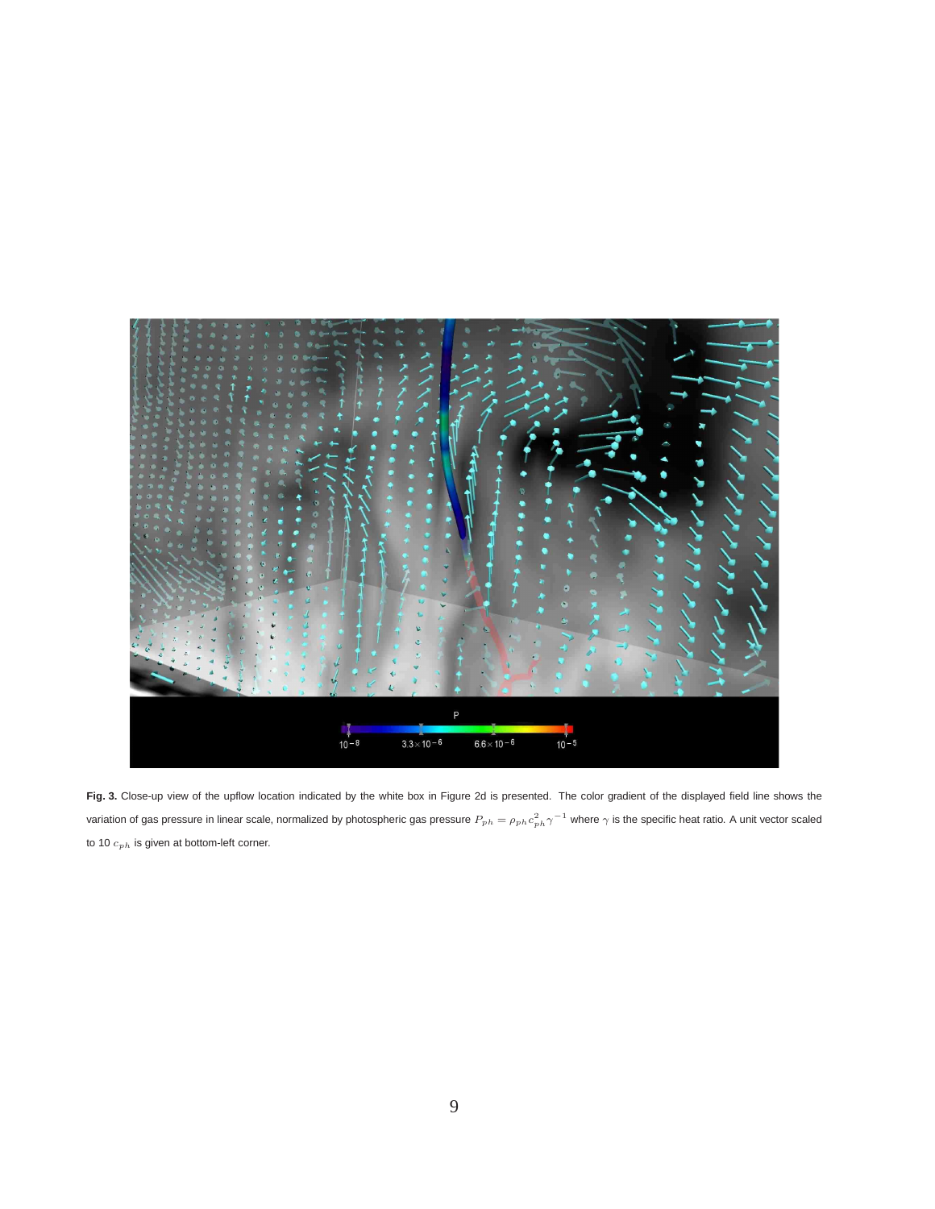P

$10^{-8}$

$3.3\times10^{-6}$

$6.6\times10^{-6}$

$10^{-5}$

**Fig. 3.** Close-up view of the upflow location indicated by the white box in Figure 2d is presented. The color gradient of the displayed field line shows the variation of gas pressure in linear scale, normalized by photospheric gas pressure $P_{ph} = \rho_{ph} c_{ph}^2 \gamma^{-1}$ where $\gamma$ is the specific heat ratio. A unit vector scaled to 10 $c_{ph}$ is given at bottom-left corner.